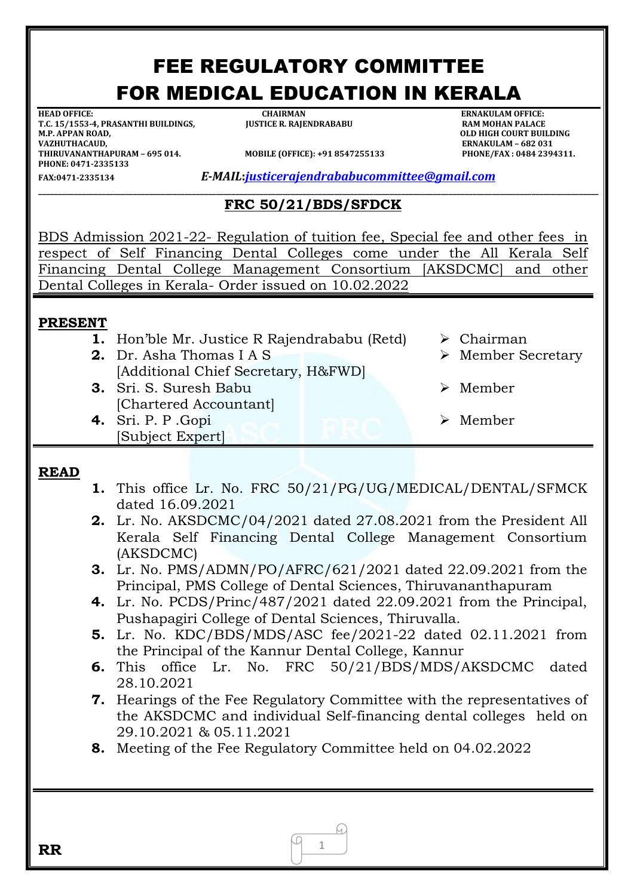# FEE REGULATORY COMMITTEE FOR MEDICAL EDUCATION IN KERALA

**HEAD OFFICE:**
**T.C. 15/1553-4, PRASANTHI BUILDINGS,**
**M.P. APPAN ROAD,**
**VAZHUTHACAUD,**
**THIRUVANANTHAPURAM – 695 014.**
**PHONE: 0471-2335133**
**FAX:0471-2335134**

**CHAIRMAN**
**JUSTICE R. RAJENDRABABU**
**MOBILE (OFFICE): +91 8547255133**

**ERNAKULAM OFFICE:**
**RAM MOHAN PALACE**
**OLD HIGH COURT BUILDING**
**ERNAKULAM – 682 031**
**PHONE/FAX : 0484 2394311.**

***E-MAIL:justicerajendrababucommittee@gmail.com***

## FRC 50/21/BDS/SFDCK

BDS Admission 2021-22- Regulation of tuition fee, Special fee and other fees in respect of Self Financing Dental Colleges come under the All Kerala Self Financing Dental College Management Consortium [AKSDCMC] and other Dental Colleges in Kerala- Order issued on 10.02.2022

## PRESENT

1. Hon'ble Mr. Justice R Rajendrababu (Retd) – Chairman
2. Dr. Asha Thomas I A S [Additional Chief Secretary, H&FWD] – Member Secretary
3. Sri. S. Suresh Babu [Chartered Accountant] – Member
4. Sri. P. P .Gopi [Subject Expert] – Member

## READ

1. This office Lr. No. FRC 50/21/PG/UG/MEDICAL/DENTAL/SFMCK dated 16.09.2021
2. Lr. No. AKSDCMC/04/2021 dated 27.08.2021 from the President All Kerala Self Financing Dental College Management Consortium (AKSDCMC)
3. Lr. No. PMS/ADMN/PO/AFRC/621/2021 dated 22.09.2021 from the Principal, PMS College of Dental Sciences, Thiruvananthapuram
4. Lr. No. PCDS/Princ/487/2021 dated 22.09.2021 from the Principal, Pushapagiri College of Dental Sciences, Thiruvalla.
5. Lr. No. KDC/BDS/MDS/ASC fee/2021-22 dated 02.11.2021 from the Principal of the Kannur Dental College, Kannur
6. This office Lr. No. FRC 50/21/BDS/MDS/AKSDCMC dated 28.10.2021
7. Hearings of the Fee Regulatory Committee with the representatives of the AKSDCMC and individual Self-financing dental colleges held on 29.10.2021 & 05.11.2021
8. Meeting of the Fee Regulatory Committee held on 04.02.2022

**RR**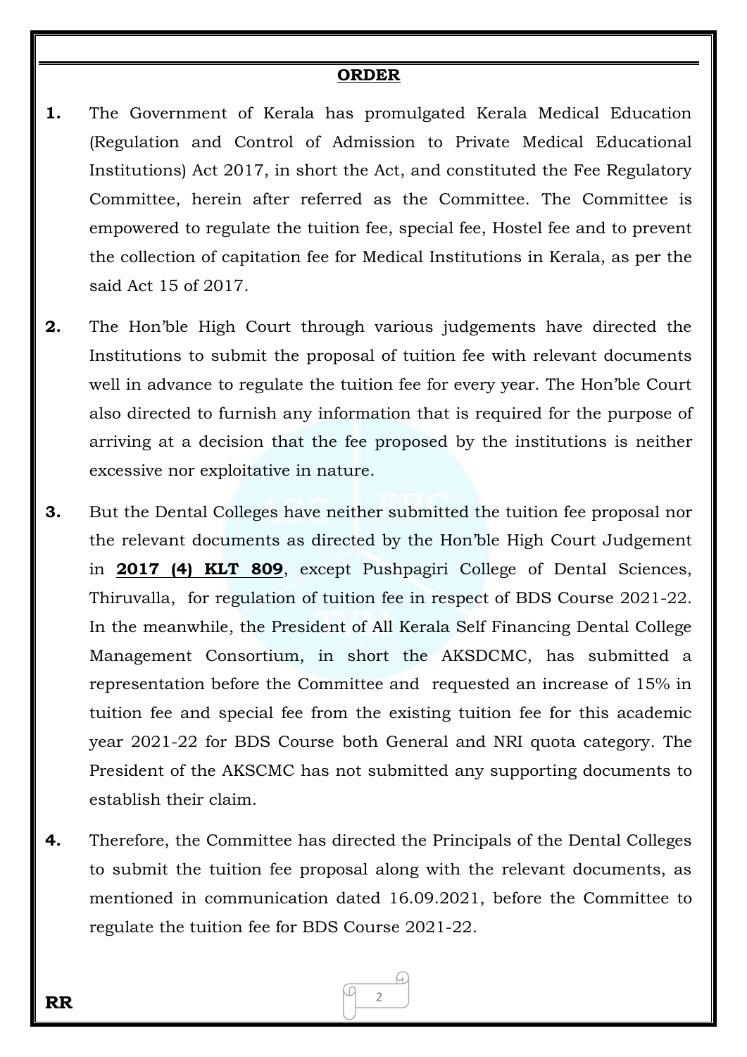**ORDER**

1. The Government of Kerala has promulgated Kerala Medical Education (Regulation and Control of Admission to Private Medical Educational Institutions) Act 2017, in short the Act, and constituted the Fee Regulatory Committee, herein after referred as the Committee. The Committee is empowered to regulate the tuition fee, special fee, Hostel fee and to prevent the collection of capitation fee for Medical Institutions in Kerala, as per the said Act 15 of 2017.

2. The Hon'ble High Court through various judgements have directed the Institutions to submit the proposal of tuition fee with relevant documents well in advance to regulate the tuition fee for every year. The Hon'ble Court also directed to furnish any information that is required for the purpose of arriving at a decision that the fee proposed by the institutions is neither excessive nor exploitative in nature.

3. But the Dental Colleges have neither submitted the tuition fee proposal nor the relevant documents as directed by the Hon'ble High Court Judgement in **2017 (4) KLT 809**, except Pushpagiri College of Dental Sciences, Thiruvalla, for regulation of tuition fee in respect of BDS Course 2021-22. In the meanwhile, the President of All Kerala Self Financing Dental College Management Consortium, in short the AKSDCMC, has submitted a representation before the Committee and requested an increase of 15% in tuition fee and special fee from the existing tuition fee for this academic year 2021-22 for BDS Course both General and NRI quota category. The President of the AKSCMC has not submitted any supporting documents to establish their claim.

4. Therefore, the Committee has directed the Principals of the Dental Colleges to submit the tuition fee proposal along with the relevant documents, as mentioned in communication dated 16.09.2021, before the Committee to regulate the tuition fee for BDS Course 2021-22.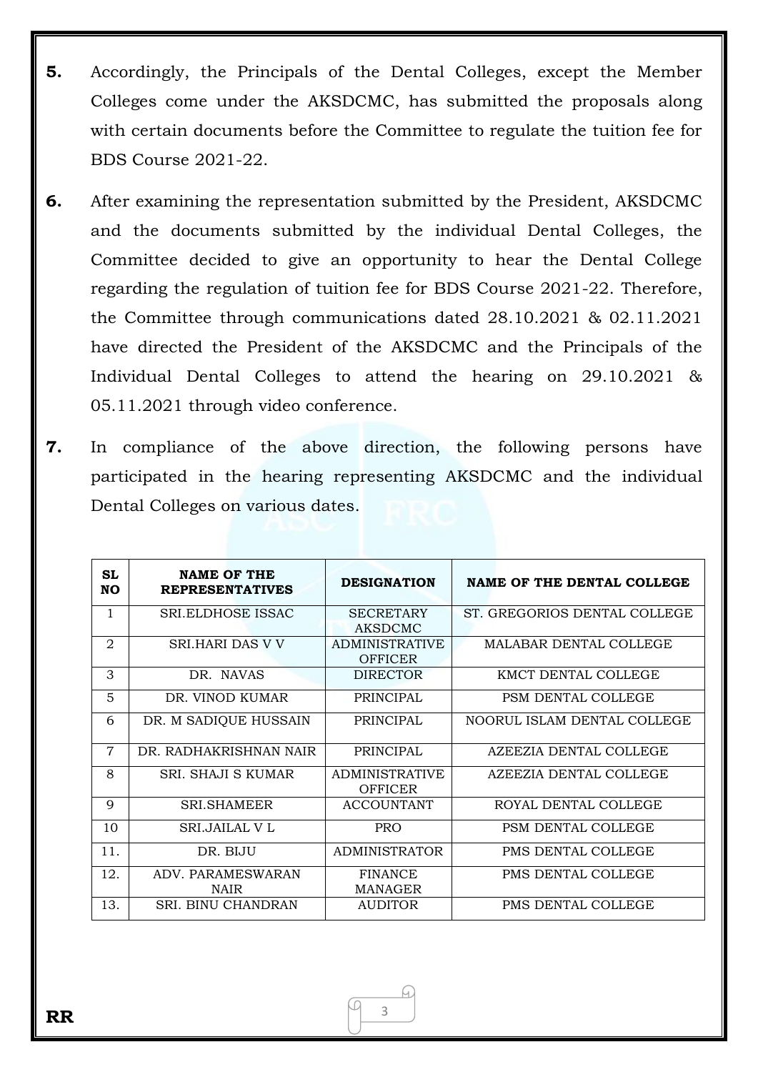**5.** Accordingly, the Principals of the Dental Colleges, except the Member Colleges come under the AKSDCMC, has submitted the proposals along with certain documents before the Committee to regulate the tuition fee for BDS Course 2021-22.

**6.** After examining the representation submitted by the President, AKSDCMC and the documents submitted by the individual Dental Colleges, the Committee decided to give an opportunity to hear the Dental College regarding the regulation of tuition fee for BDS Course 2021-22. Therefore, the Committee through communications dated 28.10.2021 & 02.11.2021 have directed the President of the AKSDCMC and the Principals of the Individual Dental Colleges to attend the hearing on 29.10.2021 & 05.11.2021 through video conference.

**7.** In compliance of the above direction, the following persons have participated in the hearing representing AKSDCMC and the individual Dental Colleges on various dates.

| SL NO | NAME OF THE REPRESENTATIVES | DESIGNATION | NAME OF THE DENTAL COLLEGE |
|---|---|---|---|
| 1 | SRI.ELDHOSE ISSAC | SECRETARY AKSDCMC | ST. GREGORIOS DENTAL COLLEGE |
| 2 | SRI.HARI DAS V V | ADMINISTRATIVE OFFICER | MALABAR DENTAL COLLEGE |
| 3 | DR. NAVAS | DIRECTOR | KMCT DENTAL COLLEGE |
| 5 | DR. VINOD KUMAR | PRINCIPAL | PSM DENTAL COLLEGE |
| 6 | DR. M SADIQUE HUSSAIN | PRINCIPAL | NOORUL ISLAM DENTAL COLLEGE |
| 7 | DR. RADHAKRISHNAN NAIR | PRINCIPAL | AZEEZIA DENTAL COLLEGE |
| 8 | SRI. SHAJI S KUMAR | ADMINISTRATIVE OFFICER | AZEEZIA DENTAL COLLEGE |
| 9 | SRI.SHAMEER | ACCOUNTANT | ROYAL DENTAL COLLEGE |
| 10 | SRI.JAILAL V L | PRO | PSM DENTAL COLLEGE |
| 11. | DR. BIJU | ADMINISTRATOR | PMS DENTAL COLLEGE |
| 12. | ADV. PARAMESWARAN NAIR | FINANCE MANAGER | PMS DENTAL COLLEGE |
| 13. | SRI. BINU CHANDRAN | AUDITOR | PMS DENTAL COLLEGE |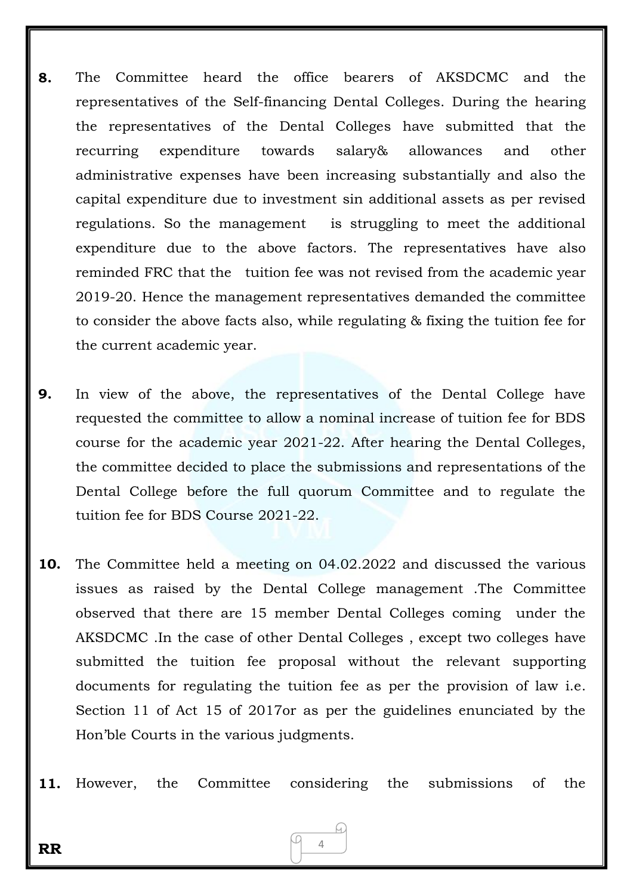**8.** The Committee heard the office bearers of AKSDCMC and the representatives of the Self-financing Dental Colleges. During the hearing the representatives of the Dental Colleges have submitted that the recurring expenditure towards salary& allowances and other administrative expenses have been increasing substantially and also the capital expenditure due to investment sin additional assets as per revised regulations. So the management is struggling to meet the additional expenditure due to the above factors. The representatives have also reminded FRC that the tuition fee was not revised from the academic year 2019-20. Hence the management representatives demanded the committee to consider the above facts also, while regulating & fixing the tuition fee for the current academic year.

**9.** In view of the above, the representatives of the Dental College have requested the committee to allow a nominal increase of tuition fee for BDS course for the academic year 2021-22. After hearing the Dental Colleges, the committee decided to place the submissions and representations of the Dental College before the full quorum Committee and to regulate the tuition fee for BDS Course 2021-22.

**10.** The Committee held a meeting on 04.02.2022 and discussed the various issues as raised by the Dental College management .The Committee observed that there are 15 member Dental Colleges coming under the AKSDCMC .In the case of other Dental Colleges , except two colleges have submitted the tuition fee proposal without the relevant supporting documents for regulating the tuition fee as per the provision of law i.e. Section 11 of Act 15 of 2017or as per the guidelines enunciated by the Hon'ble Courts in the various judgments.

**11.** However, the Committee considering the submissions of the

**RR**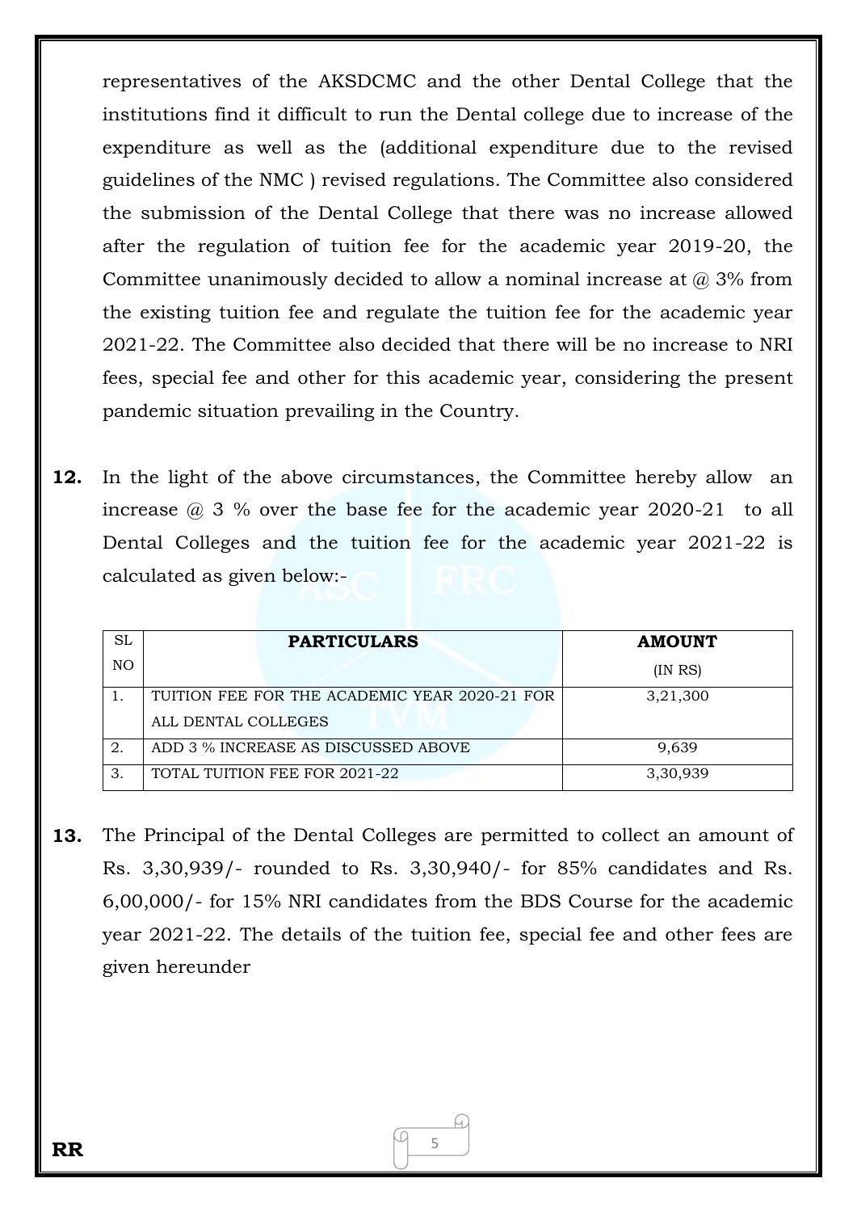representatives of the AKSDCMC and the other Dental College that the institutions find it difficult to run the Dental college due to increase of the expenditure as well as the (additional expenditure due to the revised guidelines of the NMC ) revised regulations. The Committee also considered the submission of the Dental College that there was no increase allowed after the regulation of tuition fee for the academic year 2019-20, the Committee unanimously decided to allow a nominal increase at @ 3% from the existing tuition fee and regulate the tuition fee for the academic year 2021-22. The Committee also decided that there will be no increase to NRI fees, special fee and other for this academic year, considering the present pandemic situation prevailing in the Country.

**12.** In the light of the above circumstances, the Committee hereby allow an increase @ 3 % over the base fee for the academic year 2020-21 to all Dental Colleges and the tuition fee for the academic year 2021-22 is calculated as given below:-

| SL NO | **PARTICULARS** | **AMOUNT** (IN RS) |
|---|---|---|
| 1. | TUITION FEE FOR THE ACADEMIC YEAR 2020-21 FOR ALL DENTAL COLLEGES | 3,21,300 |
| 2. | ADD 3 % INCREASE AS DISCUSSED ABOVE | 9,639 |
| 3. | TOTAL TUITION FEE FOR 2021-22 | 3,30,939 |

**13.** The Principal of the Dental Colleges are permitted to collect an amount of Rs. 3,30,939/- rounded to Rs. 3,30,940/- for 85% candidates and Rs. 6,00,000/- for 15% NRI candidates from the BDS Course for the academic year 2021-22. The details of the tuition fee, special fee and other fees are given hereunder

**RR**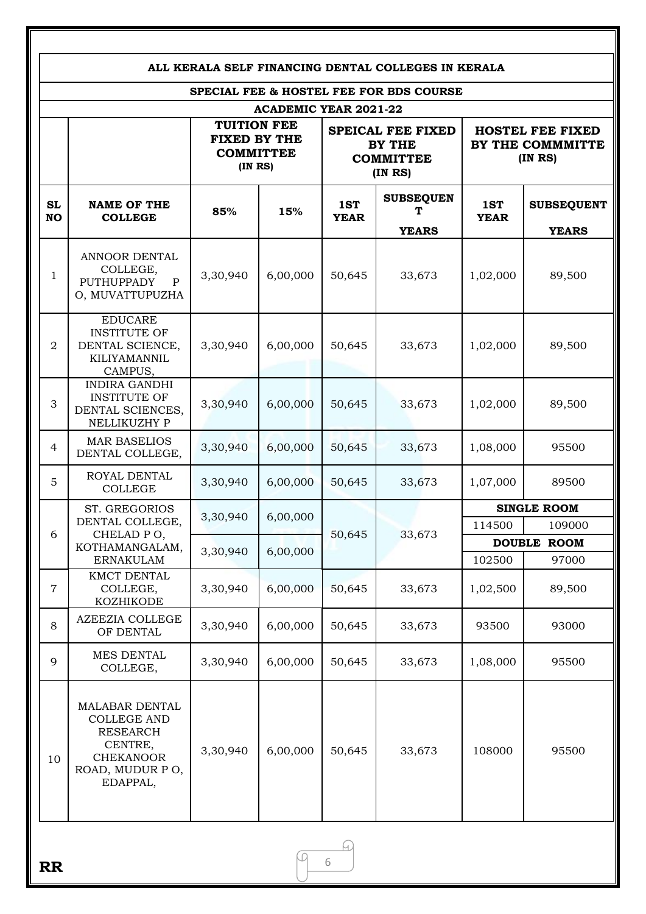| ALL KERALA SELF FINANCING DENTAL COLLEGES IN KERALA | | | | | | | |
|---|---|---|---|---|---|---|---|
| SPECIAL FEE & HOSTEL FEE FOR BDS COURSE | | | | | | | |
| ACADEMIC YEAR 2021-22 | | | | | | | |
| | | TUITION FEE FIXED BY THE COMMITTEE (IN RS) | | SPEICAL FEE FIXED BY THE COMMITTEE (IN RS) | | HOSTEL FEE FIXED BY THE COMMMITTE (IN RS) | |
| SL NO | NAME OF THE COLLEGE | 85% | 15% | 1ST YEAR | SUBSEQUENT YEARS | 1ST YEAR | SUBSEQUENT YEARS |
| 1 | ANNOOR DENTAL COLLEGE, PUTHUPPADY P O, MUVATTUPUZHA | 3,30,940 | 6,00,000 | 50,645 | 33,673 | 1,02,000 | 89,500 |
| 2 | EDUCARE INSTITUTE OF DENTAL SCIENCE, KILIYAMANNIL CAMPUS, | 3,30,940 | 6,00,000 | 50,645 | 33,673 | 1,02,000 | 89,500 |
| 3 | INDIRA GANDHI INSTITUTE OF DENTAL SCIENCES, NELLIKUZHY P | 3,30,940 | 6,00,000 | 50,645 | 33,673 | 1,02,000 | 89,500 |
| 4 | MAR BASELIOS DENTAL COLLEGE, | 3,30,940 | 6,00,000 | 50,645 | 33,673 | 1,08,000 | 95500 |
| 5 | ROYAL DENTAL COLLEGE | 3,30,940 | 6,00,000 | 50,645 | 33,673 | 1,07,000 | 89500 |
| 6 | ST. GREGORIOS DENTAL COLLEGE, CHELAD P O, KOTHAMANGALAM, ERNAKULAM | 3,30,940 | 6,00,000 | 50,645 | 33,673 | SINGLE ROOM | |
| | | | | | | 114500 | 109000 |
| | | 3,30,940 | 6,00,000 | | | DOUBLE ROOM | |
| | | | | | | 102500 | 97000 |
| 7 | KMCT DENTAL COLLEGE, KOZHIKODE | 3,30,940 | 6,00,000 | 50,645 | 33,673 | 1,02,500 | 89,500 |
| 8 | AZEEZIA COLLEGE OF DENTAL | 3,30,940 | 6,00,000 | 50,645 | 33,673 | 93500 | 93000 |
| 9 | MES DENTAL COLLEGE, | 3,30,940 | 6,00,000 | 50,645 | 33,673 | 1,08,000 | 95500 |
| 10 | MALABAR DENTAL COLLEGE AND RESEARCH CENTRE, CHEKANOOR ROAD, MUDUR P O, EDAPPAL, | 3,30,940 | 6,00,000 | 50,645 | 33,673 | 108000 | 95500 |

RR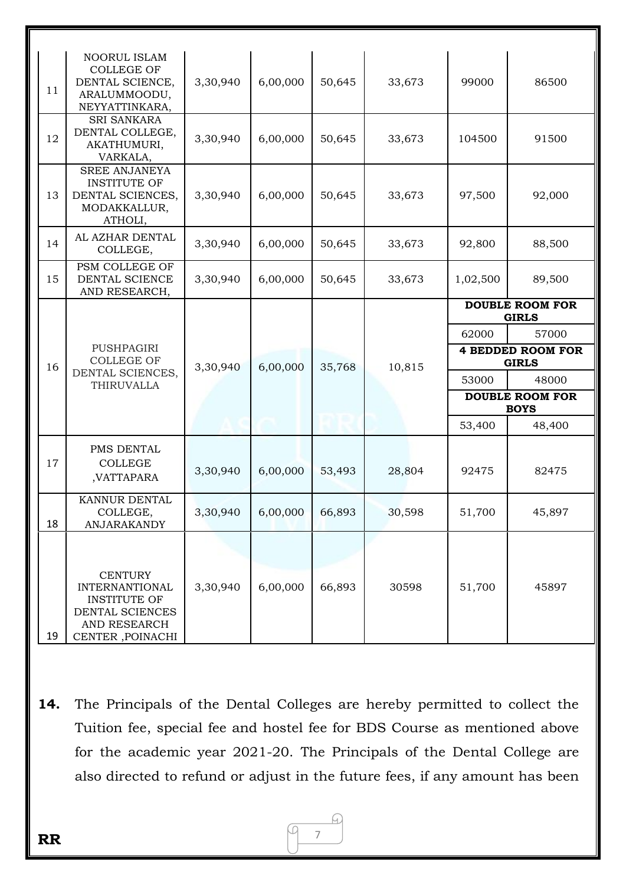| 11 | NOORUL ISLAM COLLEGE OF DENTAL SCIENCE, ARALUMMOODU, NEYYATTINKARA, | 3,30,940 | 6,00,000 | 50,645 | 33,673 | 99000 | 86500 |
|---|---|---|---|---|---|---|---|
| 12 | SRI SANKARA DENTAL COLLEGE, AKATHUMURI, VARKALA, | 3,30,940 | 6,00,000 | 50,645 | 33,673 | 104500 | 91500 |
| 13 | SREE ANJANEYA INSTITUTE OF DENTAL SCIENCES, MODAKKALLUR, ATHOLI, | 3,30,940 | 6,00,000 | 50,645 | 33,673 | 97,500 | 92,000 |
| 14 | AL AZHAR DENTAL COLLEGE, | 3,30,940 | 6,00,000 | 50,645 | 33,673 | 92,800 | 88,500 |
| 15 | PSM COLLEGE OF DENTAL SCIENCE AND RESEARCH, | 3,30,940 | 6,00,000 | 50,645 | 33,673 | 1,02,500 | 89,500 |
| 16 | PUSHPAGIRI COLLEGE OF DENTAL SCIENCES, THIRUVALLA | 3,30,940 | 6,00,000 | 35,768 | 10,815 | **DOUBLE ROOM FOR GIRLS** | |
| | | | | | | 62000 | 57000 |
| | | | | | | **4 BEDDED ROOM FOR GIRLS** | |
| | | | | | | 53000 | 48000 |
| | | | | | | **DOUBLE ROOM FOR BOYS** | |
| | | | | | | 53,400 | 48,400 |
| 17 | PMS DENTAL COLLEGE ,VATTAPARA | 3,30,940 | 6,00,000 | 53,493 | 28,804 | 92475 | 82475 |
| 18 | KANNUR DENTAL COLLEGE, ANJARAKANDY | 3,30,940 | 6,00,000 | 66,893 | 30,598 | 51,700 | 45,897 |
| 19 | CENTURY INTERNANTIONAL INSTITUTE OF DENTAL SCIENCES AND RESEARCH CENTER ,POINACHI | 3,30,940 | 6,00,000 | 66,893 | 30598 | 51,700 | 45897 |

**14.** The Principals of the Dental Colleges are hereby permitted to collect the Tuition fee, special fee and hostel fee for BDS Course as mentioned above for the academic year 2021-20. The Principals of the Dental College are also directed to refund or adjust in the future fees, if any amount has been

**RR**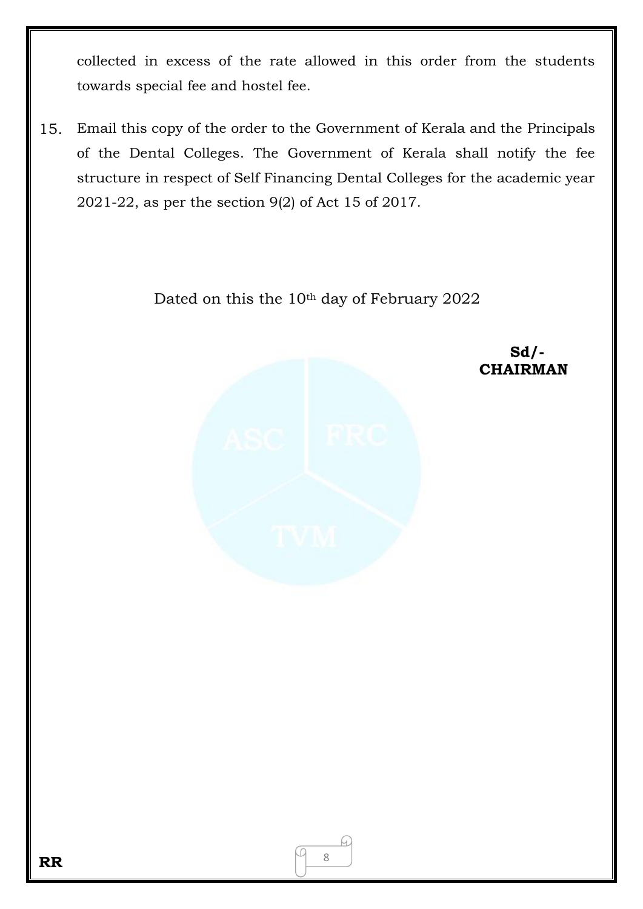collected in excess of the rate allowed in this order from the students towards special fee and hostel fee.

15. Email this copy of the order to the Government of Kerala and the Principals of the Dental Colleges. The Government of Kerala shall notify the fee structure in respect of Self Financing Dental Colleges for the academic year 2021-22, as per the section 9(2) of Act 15 of 2017.

Dated on this the 10th day of February 2022

**Sd/-**
**CHAIRMAN**

**RR**